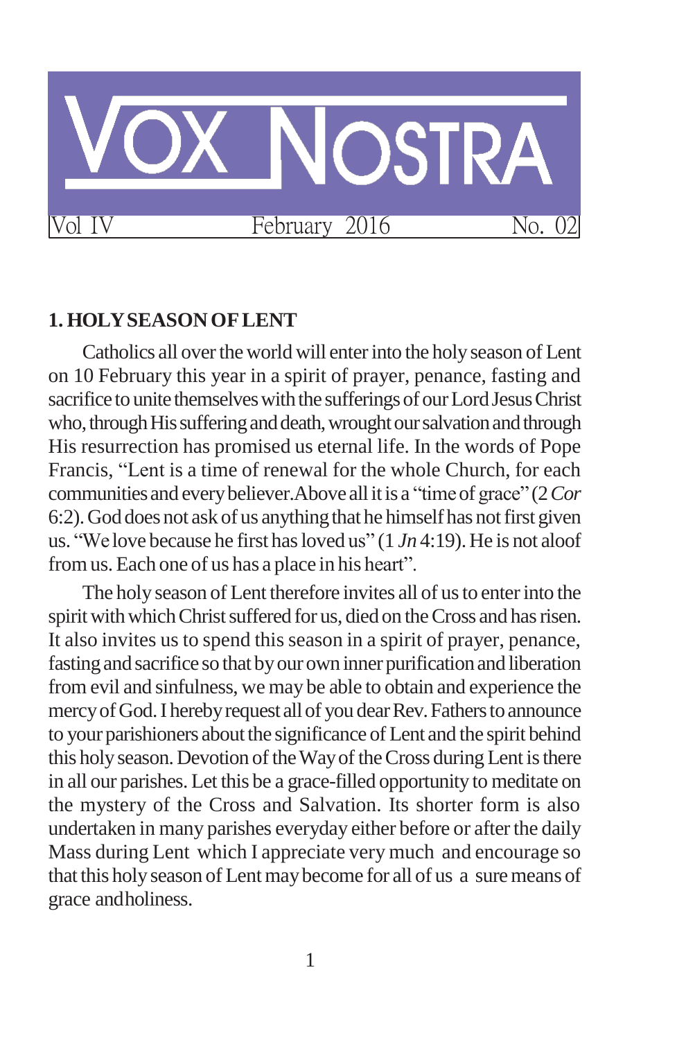# VOX NOSTRA

Vol IV February 2016 No. 02

## 1. HOLY SEASON OF LENT

Catholics all over the world will enter into the holy season of Lent on 10 February this year in a spirit of prayer, penance, fasting and sacrifice to unite themselves with the sufferings of our Lord Jesus Christ who, through His suffering and death, wrought our salvation and through His resurrection has promised us eternal life. In the words of Pope Francis, "Lent is a time of renewal for the whole Church, for each communities and every believer.Above all it is a "time of grace" (2 *Cor* 6:2). God does not ask of us anything that he himself has not first given us. "We love because he first has loved us" (1 *Jn* 4:19). He is not aloof from us. Each one of us has a place in his heart".

The holy season of Lent therefore invites all of us to enter into the spirit with which Christ suffered for us, died on the Cross and has risen. It also invites us to spend this season in a spirit of prayer, penance, fasting and sacrifice so that by our own inner purification and liberation from evil and sinfulness, we may be able to obtain and experience the mercy of God. I hereby request all of you dear Rev. Fathers to announce to your parishioners about the significance of Lent and the spirit behind this holy season. Devotion of the Way of the Cross during Lent is there in all our parishes. Let this be a grace-filled opportunity to meditate on the mystery of the Cross and Salvation. Its shorter form is also undertaken in many parishes everyday either before or after the daily Mass during Lent which I appreciate very much and encourage so that this holy season of Lent may become for all of us a sure means of grace andholiness.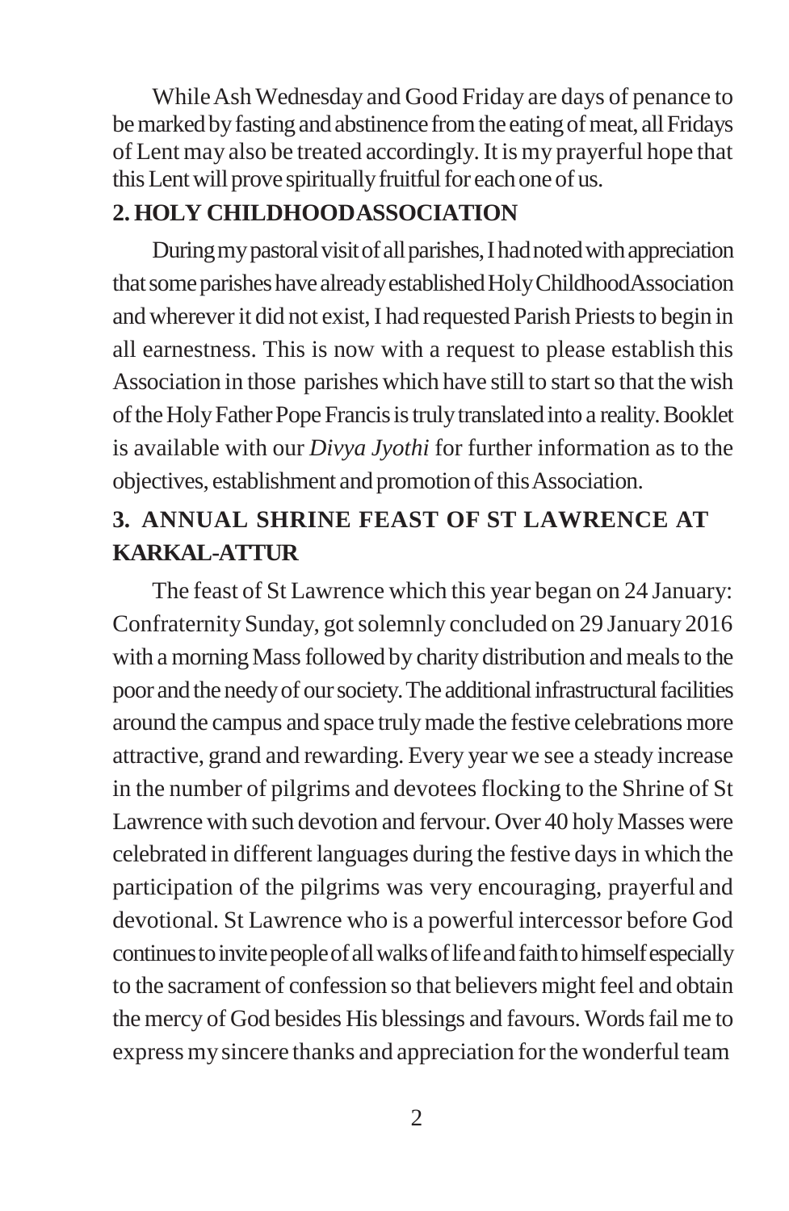While Ash Wednesday and Good Friday are days of penance to be marked by fasting and abstinence from the eating of meat, all Fridays of Lent may also be treated accordingly. It is my prayerful hope that this Lent will prove spiritually fruitful for each one of us.

## 2. HOLY CHILDHOODASSOCIATION

During my pastoral visit of all parishes, I had noted with appreciation that some parishes have already established Holy ChildhoodAssociation and wherever it did not exist, I had requested Parish Priests to begin in all earnestness. This is now with a request to please establish this Association in those parishes which have still to start so that the wish of the Holy Father Pope Francis is truly translated into a reality. Booklet is available with our *Divya Jyothi* for further information as to the objectives, establishment and promotion of this Association.

## 3. ANNUAL SHRINE FEAST OF ST LAWRENCE AT KARKAL-ATTUR

The feast of St Lawrence which this year began on 24 January: Confraternity Sunday, got solemnly concluded on 29 January 2016 with a morning Mass followed by charity distribution and meals to the poor and the needy of our society. The additional infrastructural facilities around the campus and space truly made the festive celebrations more attractive, grand and rewarding. Every year we see a steady increase in the number of pilgrims and devotees flocking to the Shrine of St Lawrence with such devotion and fervour. Over 40 holy Masses were celebrated in different languages during the festive days in which the participation of the pilgrims was very encouraging, prayerful and devotional. St Lawrence who is a powerful intercessor before God continues to invite people of all walks of life and faith to himself especially to the sacrament of confession so that believers might feel and obtain the mercy of God besides His blessings and favours. Words fail me to express my sincere thanks and appreciation for the wonderful team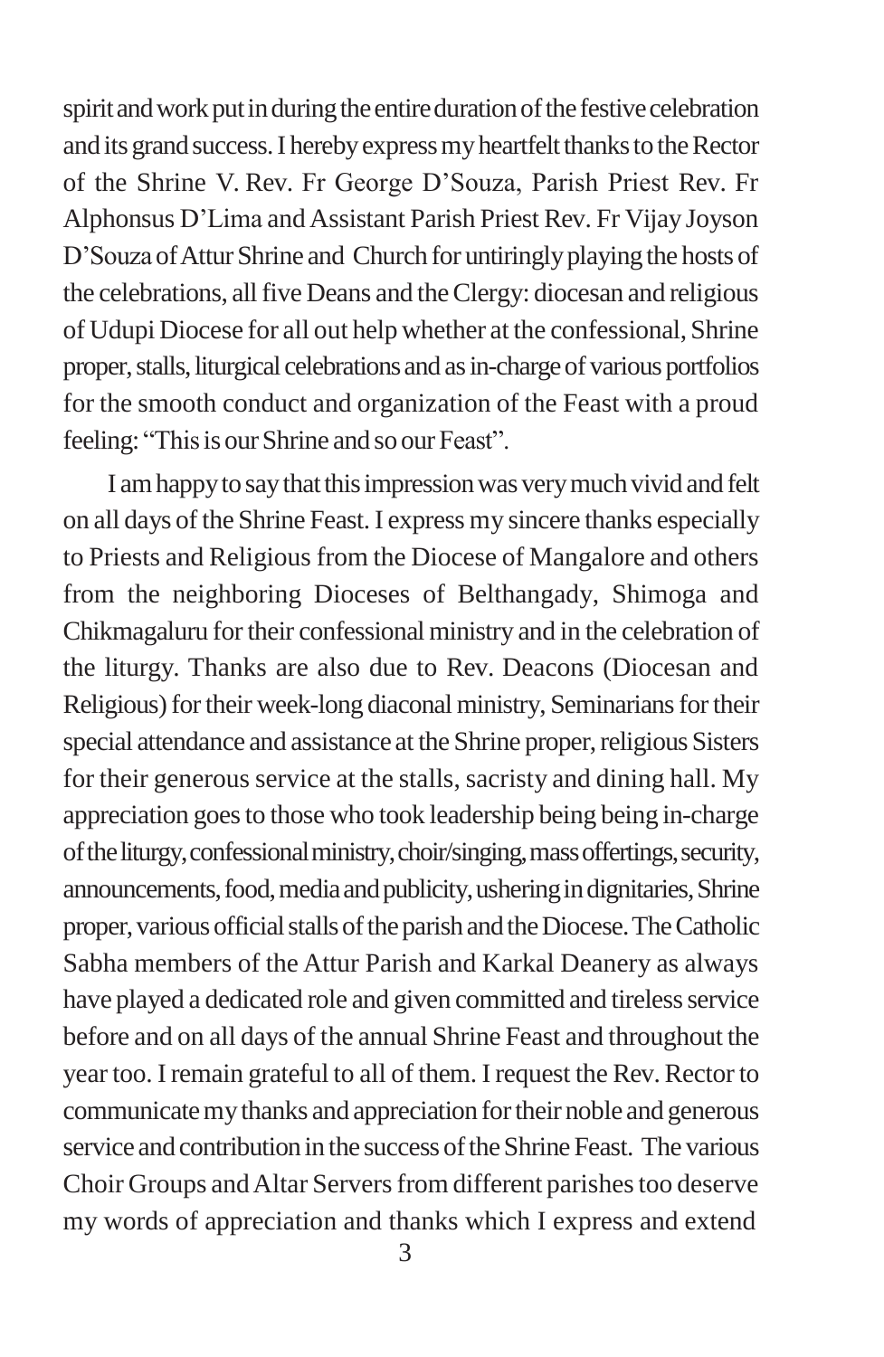spirit and work put in during the entire duration of the festive celebration and its grand success. I hereby express my heartfelt thanks to the Rector of the Shrine V. Rev. Fr George D'Souza, Parish Priest Rev. Fr Alphonsus D'Lima and Assistant Parish Priest Rev. Fr Vijay Joyson D'Souza of Attur Shrine and Church for untiringly playing the hosts of the celebrations, all five Deans and the Clergy: diocesan and religious of Udupi Diocese for all out help whether at the confessional, Shrine proper, stalls, liturgical celebrations and as in-charge of various portfolios for the smooth conduct and organization of the Feast with a proud feeling: "This is our Shrine and so our Feast".

I am happy to say that this impression was very much vivid and felt on all days of the Shrine Feast. I express my sincere thanks especially to Priests and Religious from the Diocese of Mangalore and others from the neighboring Dioceses of Belthangady, Shimoga and Chikmagaluru for their confessional ministry and in the celebration of the liturgy. Thanks are also due to Rev. Deacons (Diocesan and Religious) for their week-long diaconal ministry, Seminarians for their special attendance and assistance at the Shrine proper, religious Sisters for their generous service at the stalls, sacristy and dining hall. My appreciation goes to those who took leadership being being in-charge of the liturgy, confessional ministry, choir/singing, mass offertings, security, announcements, food, media and publicity, ushering in dignitaries, Shrine proper, various official stalls of the parish and the Diocese. The Catholic Sabha members of the Attur Parish and Karkal Deanery as always have played a dedicated role and given committed and tireless service before and on all days of the annual Shrine Feast and throughout the year too. I remain grateful to all of them. I request the Rev. Rector to communicate my thanks and appreciation for their noble and generous service and contribution in the success of the Shrine Feast. The various Choir Groups and Altar Servers from different parishes too deserve my words of appreciation and thanks which I express and extend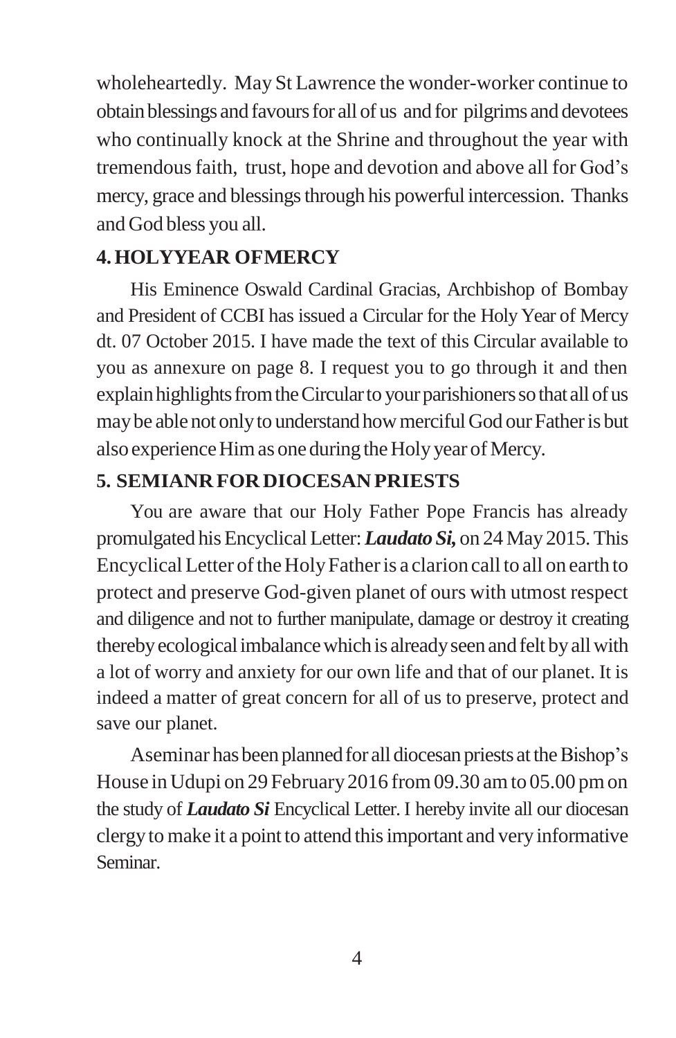wholeheartedly. May St Lawrence the wonder-worker continue to obtain blessings and favours for all of us and for pilgrims and devotees who continually knock at the Shrine and throughout the year with tremendous faith, trust, hope and devotion and above all for God's mercy, grace and blessings through his powerful intercession. Thanks and God bless you all.

## 4. HOLYYEAR OFMERCY

His Eminence Oswald Cardinal Gracias, Archbishop of Bombay and President of CCBI has issued a Circular for the Holy Year of Mercy dt. 07 October 2015. I have made the text of this Circular available to you as annexure on page 8. I request you to go through it and then explain highlights from the Circular to your parishioners so that all of us may be able not only to understand how merciful God our Father is but also experience Him as one during the Holy year of Mercy.

## 5. SEMIANR FOR DIOCESAN PRIESTS

You are aware that our Holy Father Pope Francis has already promulgated his Encyclical Letter: ***Laudato Si,*** on 24 May 2015. This Encyclical Letter of the Holy Father is a clarion call to all on earth to protect and preserve God-given planet of ours with utmost respect and diligence and not to further manipulate, damage or destroy it creating thereby ecological imbalance which is already seen and felt by all with a lot of worry and anxiety for our own life and that of our planet. It is indeed a matter of great concern for all of us to preserve, protect and save our planet.

Aseminar has been planned for all diocesan priests at the Bishop's House in Udupi on 29 February 2016 from 09.30 am to 05.00 pm on the study of ***Laudato Si*** Encyclical Letter. I hereby invite all our diocesan clergy to make it a point to attend this important and very informative Seminar.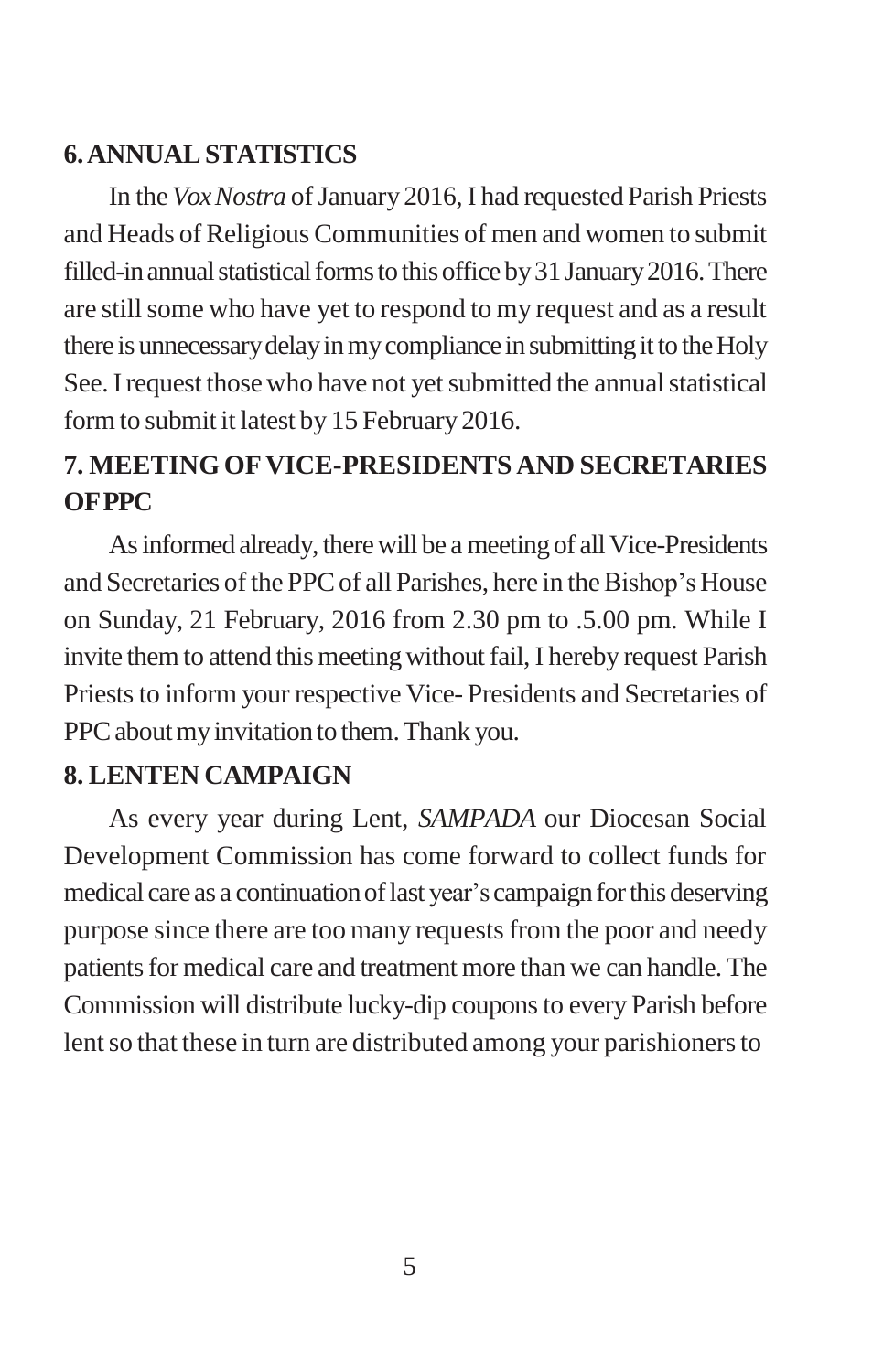## 6. ANNUAL STATISTICS

In the *Vox Nostra* of January 2016, I had requested Parish Priests and Heads of Religious Communities of men and women to submit filled-in annual statistical forms to this office by 31 January 2016. There are still some who have yet to respond to my request and as a result there is unnecessary delay in my compliance in submitting it to the Holy See. I request those who have not yet submitted the annual statistical form to submit it latest by 15 February 2016.

## 7. MEETING OF VICE-PRESIDENTS AND SECRETARIES OF PPC

As informed already, there will be a meeting of all Vice-Presidents and Secretaries of the PPC of all Parishes, here in the Bishop's House on Sunday, 21 February, 2016 from 2.30 pm to .5.00 pm. While I invite them to attend this meeting without fail, I hereby request Parish Priests to inform your respective Vice- Presidents and Secretaries of PPC about my invitation to them. Thank you.

## 8. LENTEN CAMPAIGN

As every year during Lent, *SAMPADA* our Diocesan Social Development Commission has come forward to collect funds for medical care as a continuation of last year's campaign for this deserving purpose since there are too many requests from the poor and needy patients for medical care and treatment more than we can handle. The Commission will distribute lucky-dip coupons to every Parish before lent so that these in turn are distributed among your parishioners to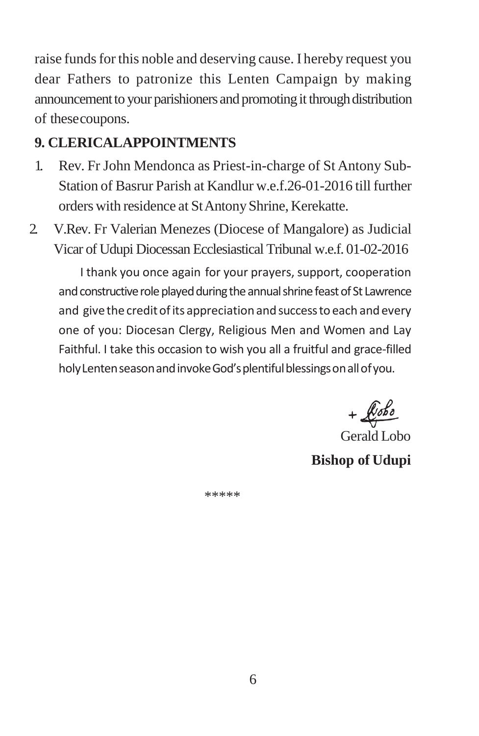raise funds for this noble and deserving cause. I hereby request you dear Fathers to patronize this Lenten Campaign by making announcement to your parishioners and promoting it through distribution of these coupons.

**9. CLERICAL APPOINTMENTS**

1. Rev. Fr John Mendonca as Priest-in-charge of St Antony Sub-Station of Basrur Parish at Kandlur w.e.f.26-01-2016 till further orders with residence at St Antony Shrine, Kerekatte.
2. V.Rev. Fr Valerian Menezes (Diocese of Mangalore) as Judicial Vicar of Udupi Diocessan Ecclesiastical Tribunal w.e.f. 01-02-2016

I thank you once again for your prayers, support, cooperation and constructive role played during the annual shrine feast of St Lawrence and give the credit of its appreciation and success to each and every one of you: Diocesan Clergy, Religious Men and Women and Lay Faithful. I take this occasion to wish you all a fruitful and grace-filled holy Lenten season and invoke God's plentiful blessings on all of you.

+ Lobo

Gerald Lobo

**Bishop of Udupi**

*****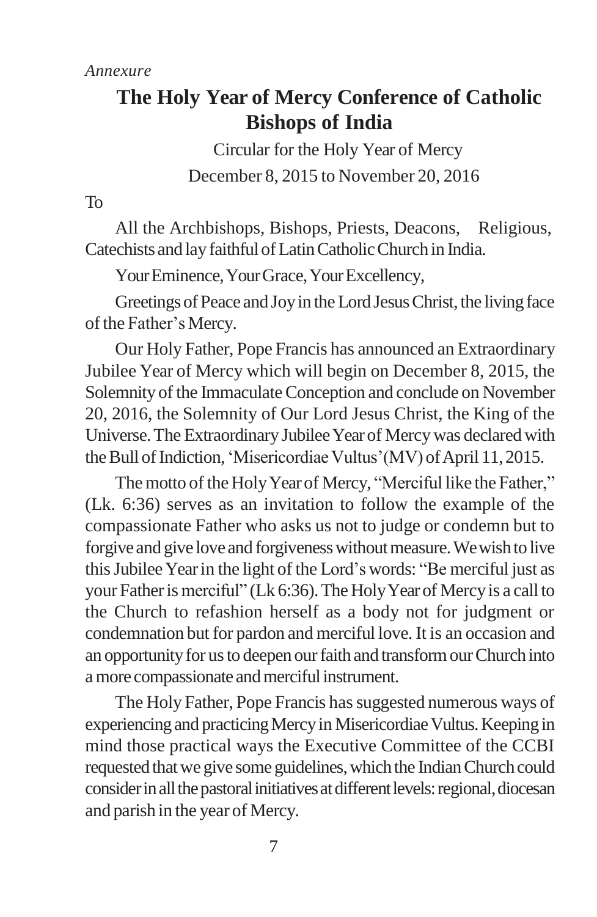*Annexure*

# The Holy Year of Mercy Conference of Catholic Bishops of India

Circular for the Holy Year of Mercy

December 8, 2015 to November 20, 2016

To

All the Archbishops, Bishops, Priests, Deacons, Religious, Catechists and lay faithful of Latin Catholic Church in India.

Your Eminence, Your Grace, Your Excellency,

Greetings of Peace and Joy in the Lord Jesus Christ, the living face of the Father's Mercy.

Our Holy Father, Pope Francis has announced an Extraordinary Jubilee Year of Mercy which will begin on December 8, 2015, the Solemnity of the Immaculate Conception and conclude on November 20, 2016, the Solemnity of Our Lord Jesus Christ, the King of the Universe. The Extraordinary Jubilee Year of Mercy was declared with the Bull of Indiction, 'Misericordiae Vultus'(MV) of April 11, 2015.

The motto of the Holy Year of Mercy, "Merciful like the Father," (Lk. 6:36) serves as an invitation to follow the example of the compassionate Father who asks us not to judge or condemn but to forgive and give love and forgiveness without measure. We wish to live this Jubilee Year in the light of the Lord's words: "Be merciful just as your Father is merciful" (Lk 6:36). The Holy Year of Mercy is a call to the Church to refashion herself as a body not for judgment or condemnation but for pardon and merciful love. It is an occasion and an opportunity for us to deepen our faith and transform our Church into a more compassionate and merciful instrument.

The Holy Father, Pope Francis has suggested numerous ways of experiencing and practicing Mercy in Misericordiae Vultus. Keeping in mind those practical ways the Executive Committee of the CCBI requested that we give some guidelines, which the Indian Church could consider in all the pastoral initiatives at different levels: regional, diocesan and parish in the year of Mercy.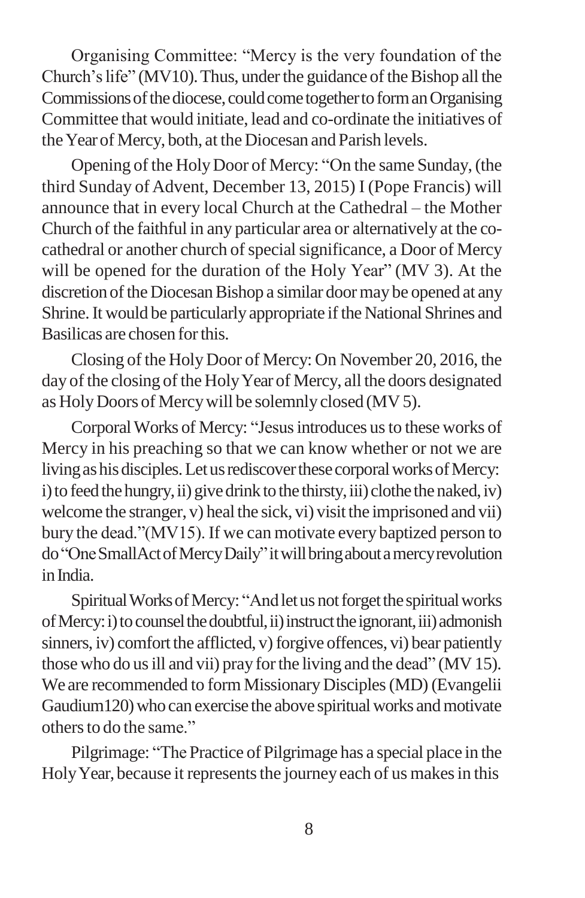Organising Committee: "Mercy is the very foundation of the Church's life" (MV10). Thus, under the guidance of the Bishop all the Commissions of the diocese, could come together to form an Organising Committee that would initiate, lead and co-ordinate the initiatives of the Year of Mercy, both, at the Diocesan and Parish levels.

Opening of the Holy Door of Mercy: "On the same Sunday, (the third Sunday of Advent, December 13, 2015) I (Pope Francis) will announce that in every local Church at the Cathedral – the Mother Church of the faithful in any particular area or alternatively at the co-cathedral or another church of special significance, a Door of Mercy will be opened for the duration of the Holy Year" (MV 3). At the discretion of the Diocesan Bishop a similar door may be opened at any Shrine. It would be particularly appropriate if the National Shrines and Basilicas are chosen for this.

Closing of the Holy Door of Mercy: On November 20, 2016, the day of the closing of the Holy Year of Mercy, all the doors designated as Holy Doors of Mercy will be solemnly closed (MV 5).

Corporal Works of Mercy: "Jesus introduces us to these works of Mercy in his preaching so that we can know whether or not we are living as his disciples. Let us rediscover these corporal works of Mercy: i) to feed the hungry, ii) give drink to the thirsty, iii) clothe the naked, iv) welcome the stranger, v) heal the sick, vi) visit the imprisoned and vii) bury the dead."(MV15). If we can motivate every baptized person to do "One Small Act of Mercy Daily" it will bring about a mercy revolution in India.

Spiritual Works of Mercy: "And let us not forget the spiritual works of Mercy: i) to counsel the doubtful, ii) instruct the ignorant, iii) admonish sinners, iv) comfort the afflicted, v) forgive offences, vi) bear patiently those who do us ill and vii) pray for the living and the dead" (MV 15). We are recommended to form Missionary Disciples (MD) (Evangelii Gaudium120) who can exercise the above spiritual works and motivate others to do the same."

Pilgrimage: "The Practice of Pilgrimage has a special place in the Holy Year, because it represents the journey each of us makes in this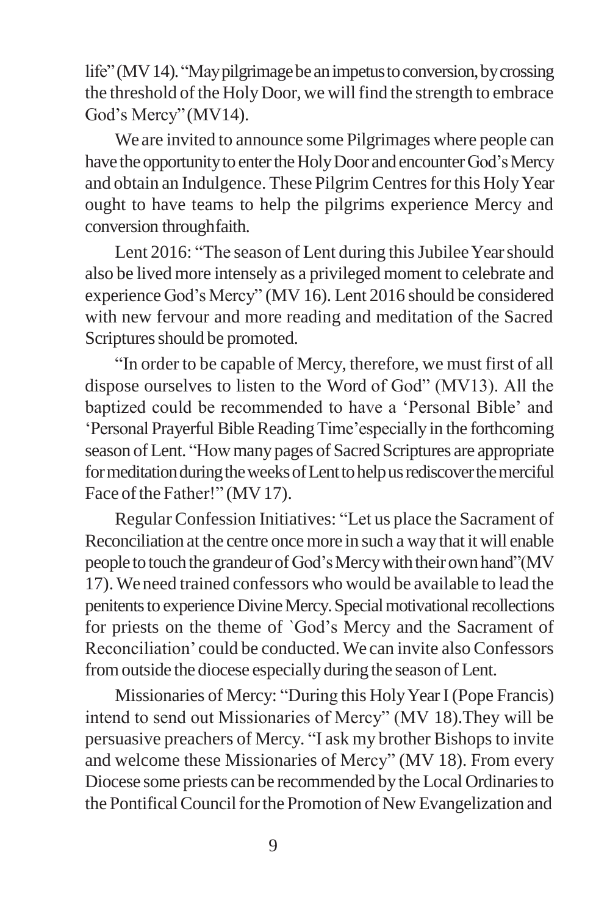life" (MV 14). "May pilgrimage be an impetus to conversion, by crossing the threshold of the Holy Door, we will find the strength to embrace God's Mercy" (MV14).

We are invited to announce some Pilgrimages where people can have the opportunity to enter the Holy Door and encounter God's Mercy and obtain an Indulgence. These Pilgrim Centres for this Holy Year ought to have teams to help the pilgrims experience Mercy and conversion through faith.

Lent 2016: "The season of Lent during this Jubilee Year should also be lived more intensely as a privileged moment to celebrate and experience God's Mercy" (MV 16). Lent 2016 should be considered with new fervour and more reading and meditation of the Sacred Scriptures should be promoted.

"In order to be capable of Mercy, therefore, we must first of all dispose ourselves to listen to the Word of God" (MV13). All the baptized could be recommended to have a 'Personal Bible' and 'Personal Prayerful Bible Reading Time' especially in the forthcoming season of Lent. "How many pages of Sacred Scriptures are appropriate for meditation during the weeks of Lent to help us rediscover the merciful Face of the Father!" (MV 17).

Regular Confession Initiatives: "Let us place the Sacrament of Reconciliation at the centre once more in such a way that it will enable people to touch the grandeur of God's Mercy with their own hand"(MV 17). We need trained confessors who would be available to lead the penitents to experience Divine Mercy. Special motivational recollections for priests on the theme of `God's Mercy and the Sacrament of Reconciliation' could be conducted. We can invite also Confessors from outside the diocese especially during the season of Lent.

Missionaries of Mercy: "During this Holy Year I (Pope Francis) intend to send out Missionaries of Mercy" (MV 18).They will be persuasive preachers of Mercy. "I ask my brother Bishops to invite and welcome these Missionaries of Mercy" (MV 18). From every Diocese some priests can be recommended by the Local Ordinaries to the Pontifical Council for the Promotion of New Evangelization and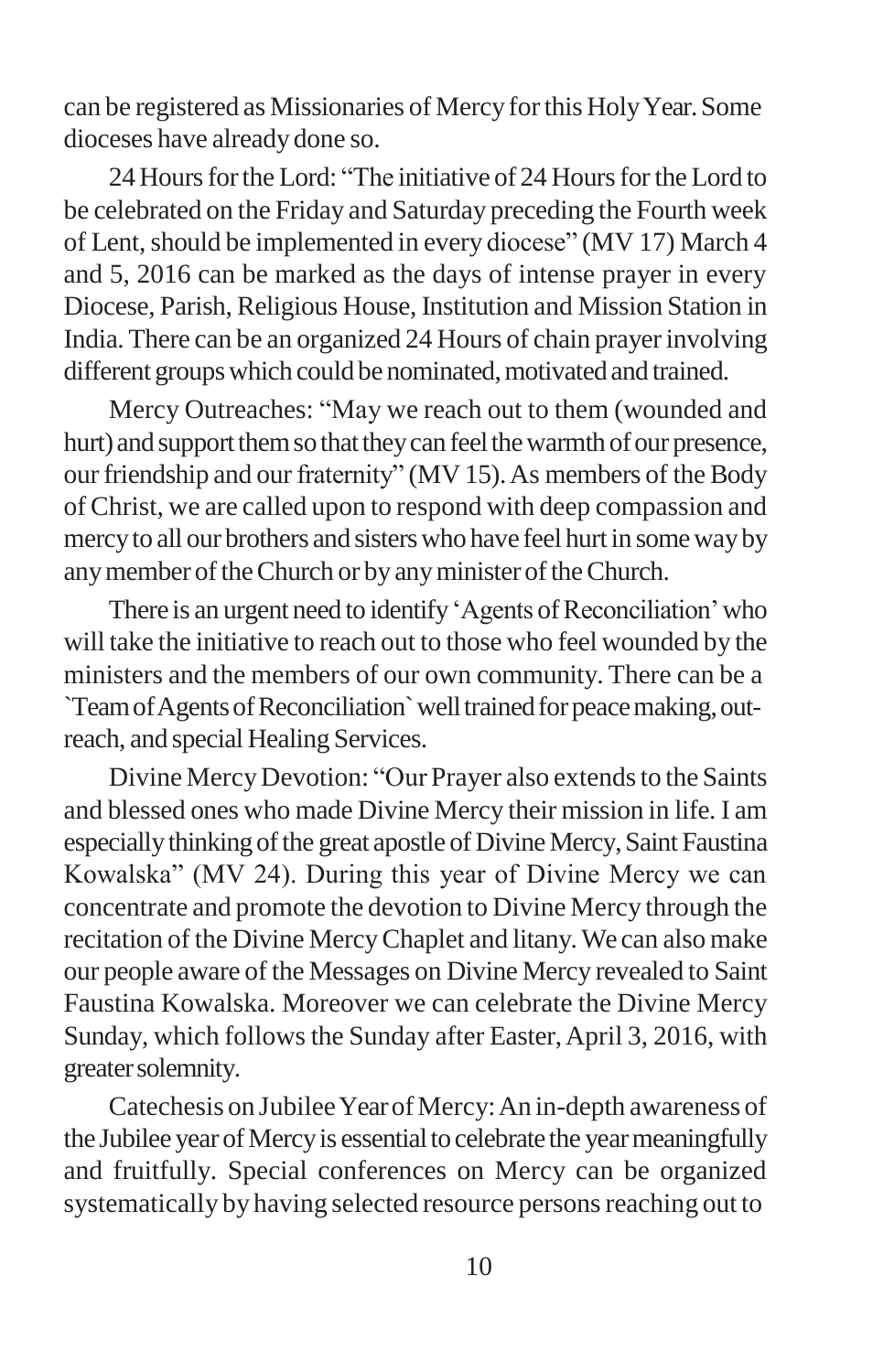can be registered as Missionaries of Mercy for this Holy Year. Some dioceses have already done so.

24 Hours for the Lord: "The initiative of 24 Hours for the Lord to be celebrated on the Friday and Saturday preceding the Fourth week of Lent, should be implemented in every diocese" (MV 17) March 4 and 5, 2016 can be marked as the days of intense prayer in every Diocese, Parish, Religious House, Institution and Mission Station in India. There can be an organized 24 Hours of chain prayer involving different groups which could be nominated, motivated and trained.

Mercy Outreaches: "May we reach out to them (wounded and hurt) and support them so that they can feel the warmth of our presence, our friendship and our fraternity" (MV 15). As members of the Body of Christ, we are called upon to respond with deep compassion and mercy to all our brothers and sisters who have feel hurt in some way by any member of the Church or by any minister of the Church.

There is an urgent need to identify 'Agents of Reconciliation' who will take the initiative to reach out to those who feel wounded by the ministers and the members of our own community. There can be a `Team of Agents of Reconciliation` well trained for peace making, out-reach, and special Healing Services.

Divine Mercy Devotion: "Our Prayer also extends to the Saints and blessed ones who made Divine Mercy their mission in life. I am especially thinking of the great apostle of Divine Mercy, Saint Faustina Kowalska" (MV 24). During this year of Divine Mercy we can concentrate and promote the devotion to Divine Mercy through the recitation of the Divine Mercy Chaplet and litany. We can also make our people aware of the Messages on Divine Mercy revealed to Saint Faustina Kowalska. Moreover we can celebrate the Divine Mercy Sunday, which follows the Sunday after Easter, April 3, 2016, with greater solemnity.

Catechesis on Jubilee Year of Mercy: An in-depth awareness of the Jubilee year of Mercy is essential to celebrate the year meaningfully and fruitfully. Special conferences on Mercy can be organized systematically by having selected resource persons reaching out to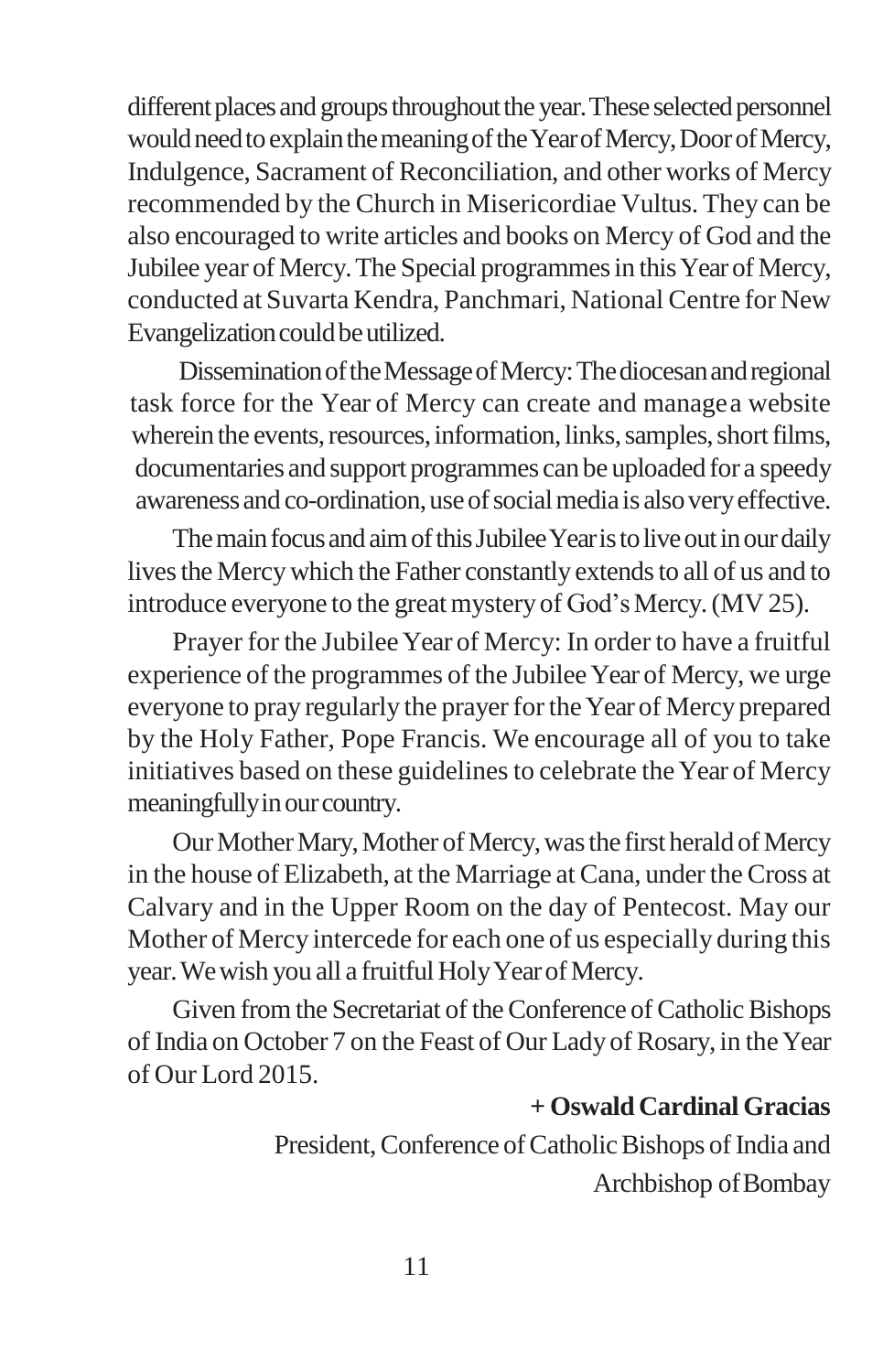different places and groups throughout the year. These selected personnel would need to explain the meaning of the Year of Mercy, Door of Mercy, Indulgence, Sacrament of Reconciliation, and other works of Mercy recommended by the Church in Misericordiae Vultus. They can be also encouraged to write articles and books on Mercy of God and the Jubilee year of Mercy. The Special programmes in this Year of Mercy, conducted at Suvarta Kendra, Panchmari, National Centre for New Evangelization could be utilized.

Dissemination of the Message of Mercy: The diocesan and regional task force for the Year of Mercy can create and manage a website wherein the events, resources, information, links, samples, short films, documentaries and support programmes can be uploaded for a speedy awareness and co-ordination, use of social media is also very effective.

The main focus and aim of this Jubilee Year is to live out in our daily lives the Mercy which the Father constantly extends to all of us and to introduce everyone to the great mystery of God's Mercy. (MV 25).

Prayer for the Jubilee Year of Mercy: In order to have a fruitful experience of the programmes of the Jubilee Year of Mercy, we urge everyone to pray regularly the prayer for the Year of Mercy prepared by the Holy Father, Pope Francis. We encourage all of you to take initiatives based on these guidelines to celebrate the Year of Mercy meaningfully in our country.

Our Mother Mary, Mother of Mercy, was the first herald of Mercy in the house of Elizabeth, at the Marriage at Cana, under the Cross at Calvary and in the Upper Room on the day of Pentecost. May our Mother of Mercy intercede for each one of us especially during this year. We wish you all a fruitful Holy Year of Mercy.

Given from the Secretariat of the Conference of Catholic Bishops of India on October 7 on the Feast of Our Lady of Rosary, in the Year of Our Lord 2015.

**+ Oswald Cardinal Gracias**

President, Conference of Catholic Bishops of India and
Archbishop of Bombay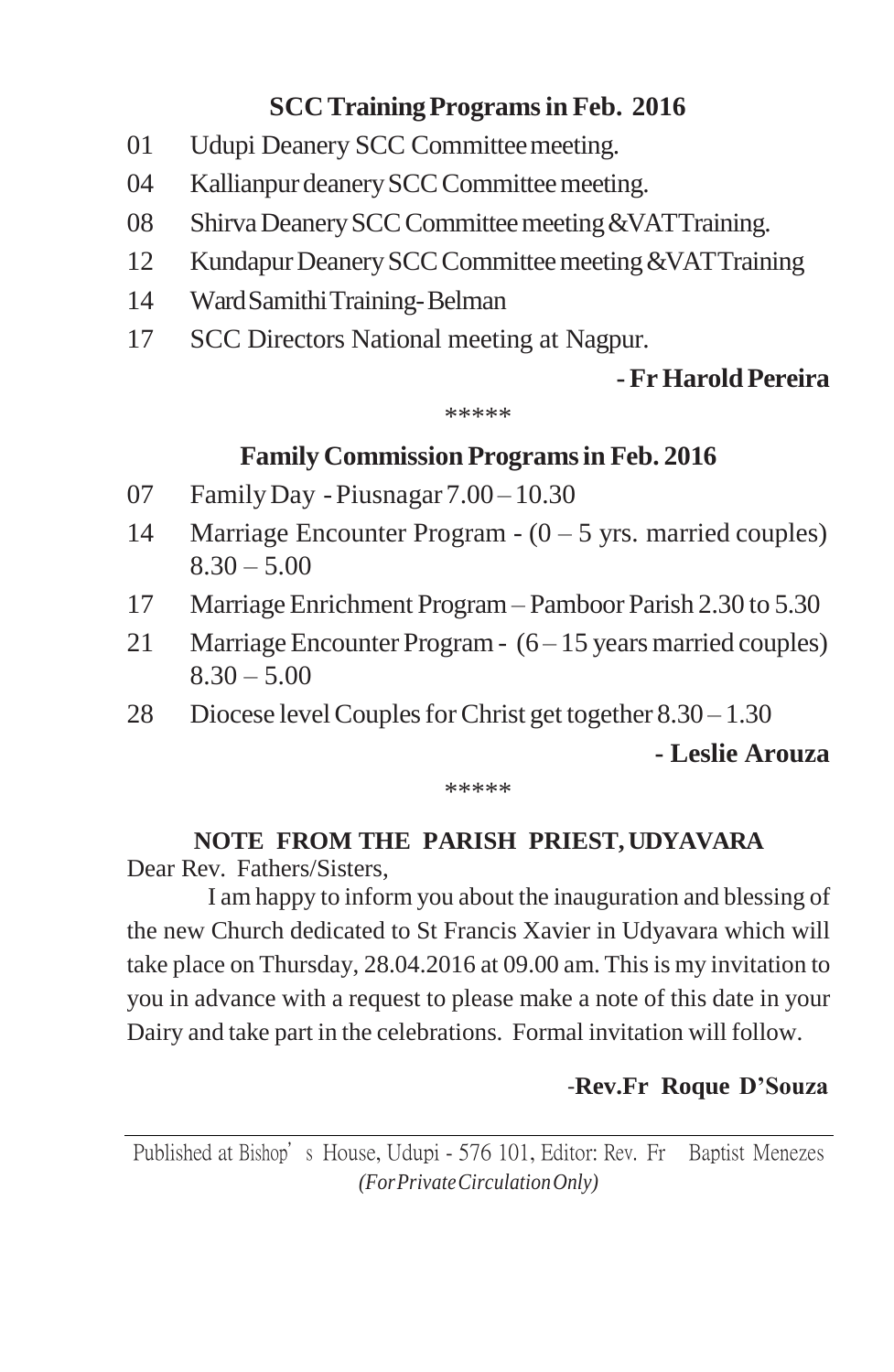## SCC Training Programs in Feb. 2016

- 01 Udupi Deanery SCC Committee meeting.
- 04 Kallianpur deanery SCC Committee meeting.
- 08 Shirva Deanery SCC Committee meeting &VAT Training.
- 12 Kundapur Deanery SCC Committee meeting &VAT Training
- 14 Ward Samithi Training - Belman
- 17 SCC Directors National meeting at Nagpur.

**- Fr Harold Pereira**

*****

## Family Commission Programs in Feb. 2016

- 07 Family Day - Piusnagar 7.00 – 10.30
- 14 Marriage Encounter Program - (0 – 5 yrs. married couples) 8.30 – 5.00
- 17 Marriage Enrichment Program – Pamboor Parish 2.30 to 5.30
- 21 Marriage Encounter Program - (6 – 15 years married couples) 8.30 – 5.00
- 28 Diocese level Couples for Christ get together 8.30 – 1.30

**- Leslie Arouza**

*****

## NOTE FROM THE PARISH PRIEST, UDYAVARA

Dear Rev. Fathers/Sisters,

I am happy to inform you about the inauguration and blessing of the new Church dedicated to St Francis Xavier in Udyavara which will take place on Thursday, 28.04.2016 at 09.00 am. This is my invitation to you in advance with a request to please make a note of this date in your Dairy and take part in the celebrations. Formal invitation will follow.

-**Rev.Fr Roque D'Souza**

Published at Bishop's House, Udupi - 576 101, Editor: Rev. Fr Baptist Menezes
*(For Private Circulation Only)*